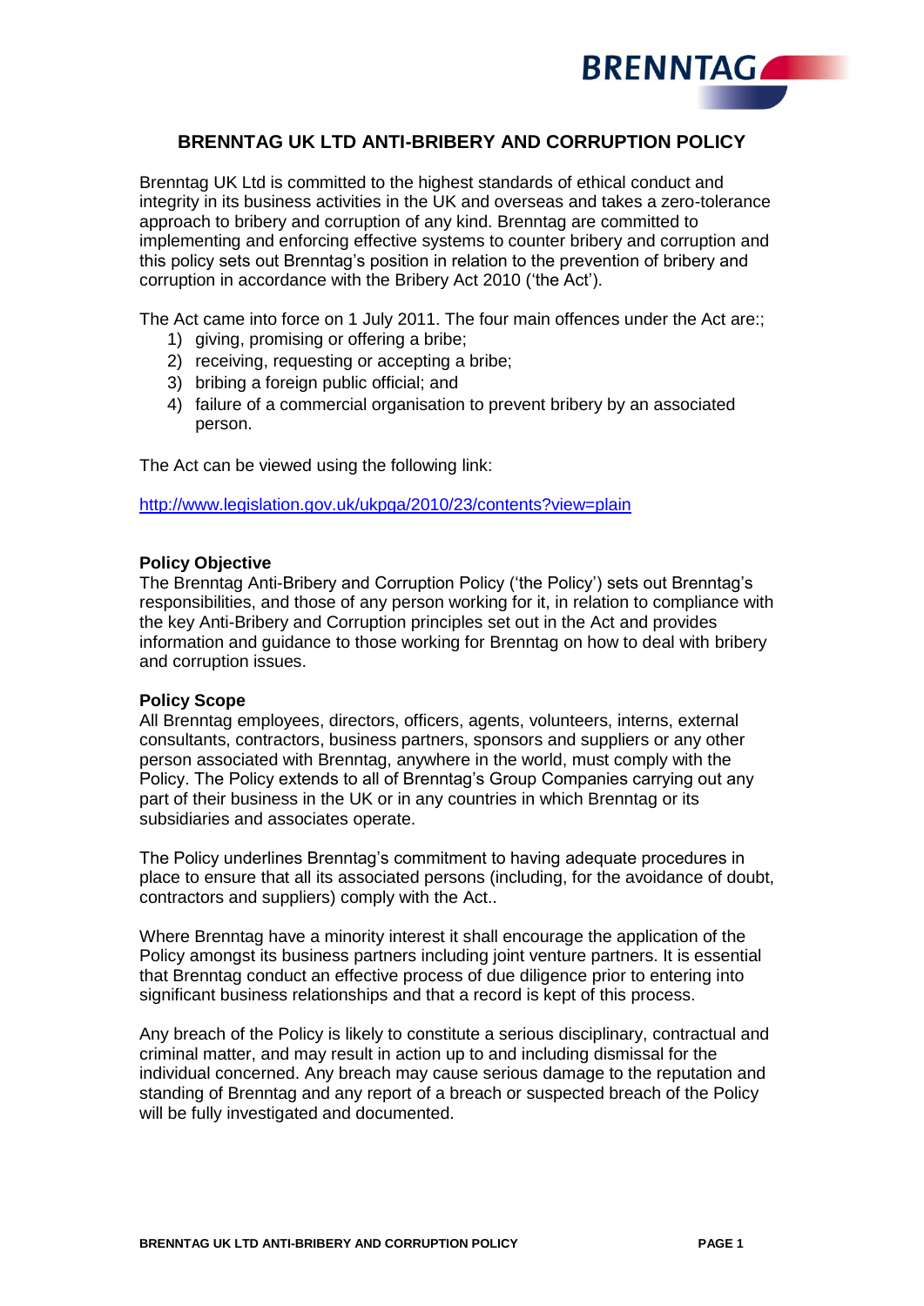# BRENNTAG UK LTD ANTI-BRIBERY AND CORRUPTION POLICY

Brenntag UK Ltd is committed to the highest standards of ethical conduct and integrity in its business activities in the UK and overseas and takes a zero-tolerance approach to bribery and corruption of any kind. Brenntag are committed to implementing and enforcing effective systems to counter bribery and corruption and this policy sets out Brenntag's position in relation to the prevention of bribery and corruption in accordance with the Bribery Act 2010 ('the Act').

The Act came into force on 1 July 2011. The four main offences under the Act are:;

1) giving, promising or offering a bribe;
2) receiving, requesting or accepting a bribe;
3) bribing a foreign public official; and
4) failure of a commercial organisation to prevent bribery by an associated person.

The Act can be viewed using the following link:

http://www.legislation.gov.uk/ukpga/2010/23/contents?view=plain

**Policy Objective**

The Brenntag Anti-Bribery and Corruption Policy ('the Policy') sets out Brenntag's responsibilities, and those of any person working for it, in relation to compliance with the key Anti-Bribery and Corruption principles set out in the Act and provides information and guidance to those working for Brenntag on how to deal with bribery and corruption issues.

**Policy Scope**

All Brenntag employees, directors, officers, agents, volunteers, interns, external consultants, contractors, business partners, sponsors and suppliers or any other person associated with Brenntag, anywhere in the world, must comply with the Policy. The Policy extends to all of Brenntag's Group Companies carrying out any part of their business in the UK or in any countries in which Brenntag or its subsidiaries and associates operate.

The Policy underlines Brenntag's commitment to having adequate procedures in place to ensure that all its associated persons (including, for the avoidance of doubt, contractors and suppliers) comply with the Act..

Where Brenntag have a minority interest it shall encourage the application of the Policy amongst its business partners including joint venture partners. It is essential that Brenntag conduct an effective process of due diligence prior to entering into significant business relationships and that a record is kept of this process.

Any breach of the Policy is likely to constitute a serious disciplinary, contractual and criminal matter, and may result in action up to and including dismissal for the individual concerned. Any breach may cause serious damage to the reputation and standing of Brenntag and any report of a breach or suspected breach of the Policy will be fully investigated and documented.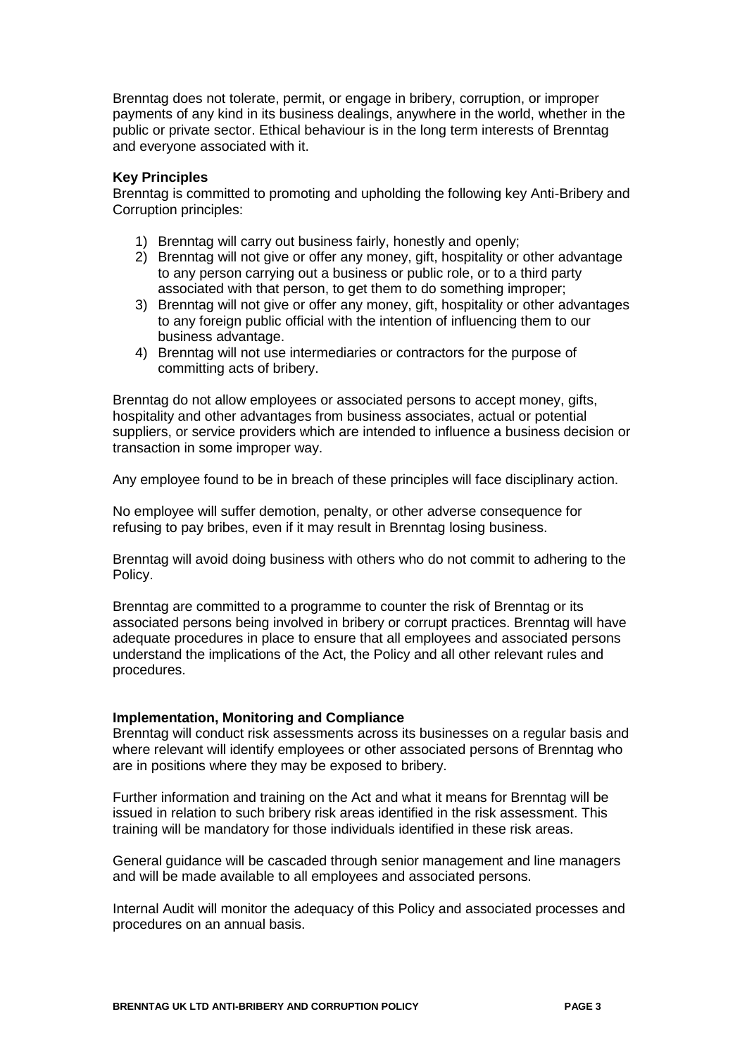Brenntag does not tolerate, permit, or engage in bribery, corruption, or improper payments of any kind in its business dealings, anywhere in the world, whether in the public or private sector. Ethical behaviour is in the long term interests of Brenntag and everyone associated with it.

**Key Principles**

Brenntag is committed to promoting and upholding the following key Anti-Bribery and Corruption principles:

1) Brenntag will carry out business fairly, honestly and openly;
2) Brenntag will not give or offer any money, gift, hospitality or other advantage to any person carrying out a business or public role, or to a third party associated with that person, to get them to do something improper;
3) Brenntag will not give or offer any money, gifts, hospitality or other advantages to any foreign public official with the intention of influencing them to our business advantage.
4) Brenntag will not use intermediaries or contractors for the purpose of committing acts of bribery.

Brenntag do not allow employees or associated persons to accept money, gifts, hospitality and other advantages from business associates, actual or potential suppliers, or service providers which are intended to influence a business decision or transaction in some improper way.

Any employee found to be in breach of these principles will face disciplinary action.

No employee will suffer demotion, penalty, or other adverse consequence for refusing to pay bribes, even if it may result in Brenntag losing business.

Brenntag will avoid doing business with others who do not commit to adhering to the Policy.

Brenntag are committed to a programme to counter the risk of Brenntag or its associated persons being involved in bribery or corrupt practices. Brenntag will have adequate procedures in place to ensure that all employees and associated persons understand the implications of the Act, the Policy and all other relevant rules and procedures.

**Implementation, Monitoring and Compliance**

Brenntag will conduct risk assessments across its businesses on a regular basis and where relevant will identify employees or other associated persons of Brenntag who are in positions where they may be exposed to bribery.

Further information and training on the Act and what it means for Brenntag will be issued in relation to such bribery risk areas identified in the risk assessment. This training will be mandatory for those individuals identified in these risk areas.

General guidance will be cascaded through senior management and line managers and will be made available to all employees and associated persons.

Internal Audit will monitor the adequacy of this Policy and associated processes and procedures on an annual basis.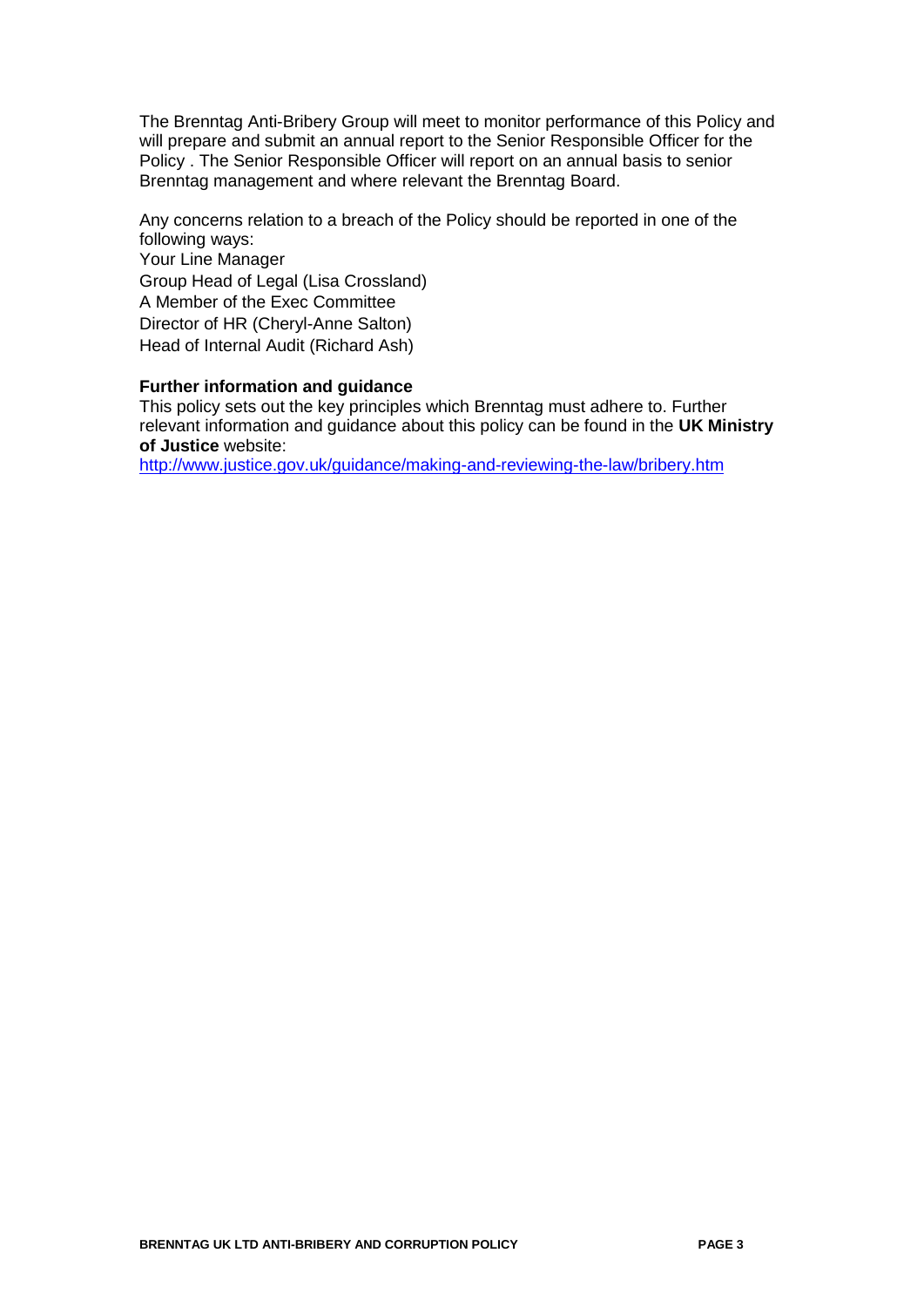The Brenntag Anti-Bribery Group will meet to monitor performance of this Policy and will prepare and submit an annual report to the Senior Responsible Officer for the Policy . The Senior Responsible Officer will report on an annual basis to senior Brenntag management and where relevant the Brenntag Board.

Any concerns relation to a breach of the Policy should be reported in one of the following ways:
Your Line Manager
Group Head of Legal (Lisa Crossland)
A Member of the Exec Committee
Director of HR (Cheryl-Anne Salton)
Head of Internal Audit (Richard Ash)

**Further information and guidance**
This policy sets out the key principles which Brenntag must adhere to. Further relevant information and guidance about this policy can be found in the **UK Ministry of Justice** website:
http://www.justice.gov.uk/guidance/making-and-reviewing-the-law/bribery.htm